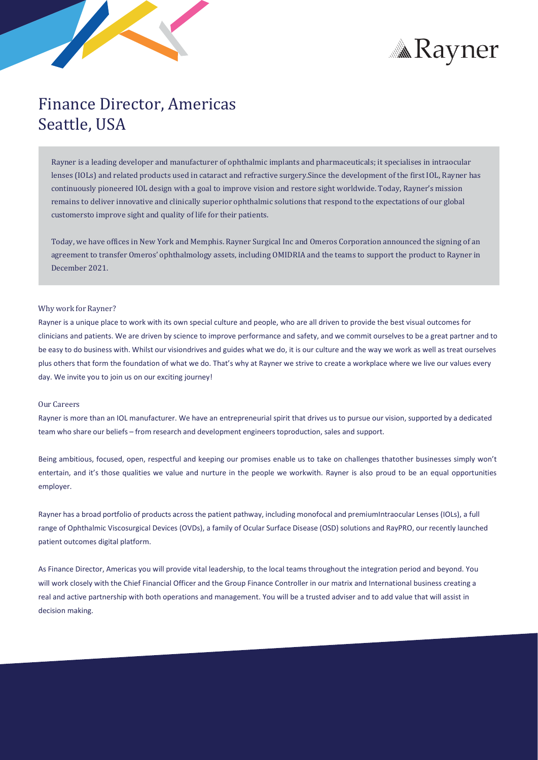# Finance Director, Americas
# Seattle, USA

Rayner is a leading developer and manufacturer of ophthalmic implants and pharmaceuticals; it specialises in intraocular lenses (IOLs) and related products used in cataract and refractive surgery.Since the development of the first IOL, Rayner has continuously pioneered IOL design with a goal to improve vision and restore sight worldwide. Today, Rayner's mission remains to deliver innovative and clinically superior ophthalmic solutions that respond to the expectations of our global customersto improve sight and quality of life for their patients.

Today, we have offices in New York and Memphis. Rayner Surgical Inc and Omeros Corporation announced the signing of an agreement to transfer Omeros' ophthalmology assets, including OMIDRIA and the teams to support the product to Rayner in December 2021.

## Why work for Rayner?

Rayner is a unique place to work with its own special culture and people, who are all driven to provide the best visual outcomes for clinicians and patients. We are driven by science to improve performance and safety, and we commit ourselves to be a great partner and to be easy to do business with. Whilst our visiondrives and guides what we do, it is our culture and the way we work as well as treat ourselves plus others that form the foundation of what we do. That's why at Rayner we strive to create a workplace where we live our values every day. We invite you to join us on our exciting journey!

## Our Careers

Rayner is more than an IOL manufacturer. We have an entrepreneurial spirit that drives us to pursue our vision, supported by a dedicated team who share our beliefs – from research and development engineers toproduction, sales and support.

Being ambitious, focused, open, respectful and keeping our promises enable us to take on challenges thatother businesses simply won't entertain, and it's those qualities we value and nurture in the people we workwith. Rayner is also proud to be an equal opportunities employer.

Rayner has a broad portfolio of products across the patient pathway, including monofocal and premiumIntraocular Lenses (IOLs), a full range of Ophthalmic Viscosurgical Devices (OVDs), a family of Ocular Surface Disease (OSD) solutions and RayPRO, our recently launched patient outcomes digital platform.

As Finance Director, Americas you will provide vital leadership, to the local teams throughout the integration period and beyond. You will work closely with the Chief Financial Officer and the Group Finance Controller in our matrix and International business creating a real and active partnership with both operations and management. You will be a trusted adviser and to add value that will assist in decision making.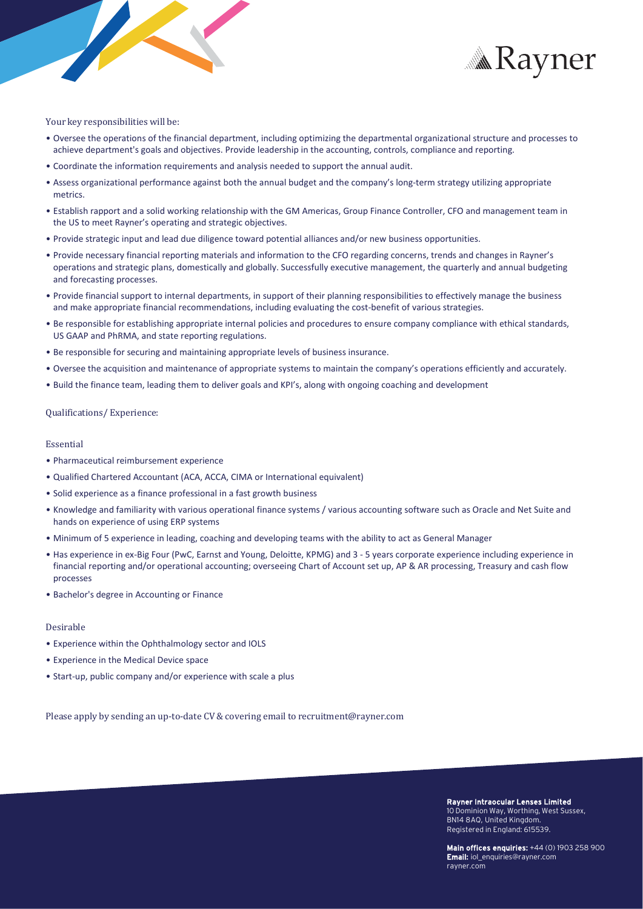Your key responsibilities will be:

- Oversee the operations of the financial department, including optimizing the departmental organizational structure and processes to achieve department's goals and objectives. Provide leadership in the accounting, controls, compliance and reporting.
- Coordinate the information requirements and analysis needed to support the annual audit.
- Assess organizational performance against both the annual budget and the company's long-term strategy utilizing appropriate metrics.
- Establish rapport and a solid working relationship with the GM Americas, Group Finance Controller, CFO and management team in the US to meet Rayner's operating and strategic objectives.
- Provide strategic input and lead due diligence toward potential alliances and/or new business opportunities.
- Provide necessary financial reporting materials and information to the CFO regarding concerns, trends and changes in Rayner's operations and strategic plans, domestically and globally. Successfully executive management, the quarterly and annual budgeting and forecasting processes.
- Provide financial support to internal departments, in support of their planning responsibilities to effectively manage the business and make appropriate financial recommendations, including evaluating the cost-benefit of various strategies.
- Be responsible for establishing appropriate internal policies and procedures to ensure company compliance with ethical standards, US GAAP and PhRMA, and state reporting regulations.
- Be responsible for securing and maintaining appropriate levels of business insurance.
- Oversee the acquisition and maintenance of appropriate systems to maintain the company's operations efficiently and accurately.
- Build the finance team, leading them to deliver goals and KPI's, along with ongoing coaching and development

Qualifications/ Experience:

Essential

- Pharmaceutical reimbursement experience
- Qualified Chartered Accountant (ACA, ACCA, CIMA or International equivalent)
- Solid experience as a finance professional in a fast growth business
- Knowledge and familiarity with various operational finance systems / various accounting software such as Oracle and Net Suite and hands on experience of using ERP systems
- Minimum of 5 experience in leading, coaching and developing teams with the ability to act as General Manager
- Has experience in ex-Big Four (PwC, Earnst and Young, Deloitte, KPMG) and 3 - 5 years corporate experience including experience in financial reporting and/or operational accounting; overseeing Chart of Account set up, AP & AR processing, Treasury and cash flow processes
- Bachelor's degree in Accounting or Finance

Desirable

- Experience within the Ophthalmology sector and IOLS
- Experience in the Medical Device space
- Start-up, public company and/or experience with scale a plus

Please apply by sending an up-to-date CV & covering email to recruitment@rayner.com

**Rayner Intraocular Lenses Limited**
10 Dominion Way, Worthing, West Sussex,
BN14 8AQ, United Kingdom.
Registered in England: 615539.

**Main offices enquiries:** +44 (0) 1903 258 900
**Email:** iol_enquiries@rayner.com
rayner.com